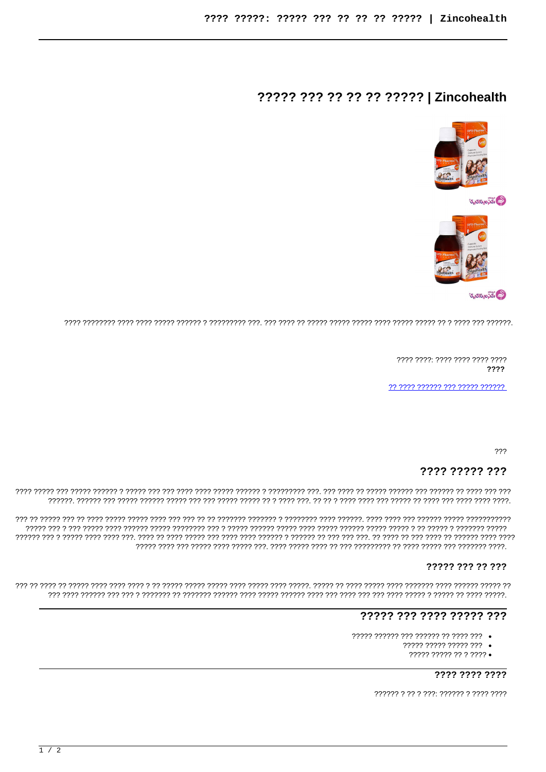# ????? ??? ?? ?? ?? ????? | Zincohealth

???? ???????? ???? ???? ????? ?????? ? ????????? ???. ??? ???? ?? ????? ????? ????? ???? ????? ????? ?? ? ???? ??? ??????.

???? ????: ???? ???? ???? ????
**????**

?? ???? ?????? ??? ????? ??????

???

## ???? ????? ???

???? ????? ??? ????? ?????? ? ????? ??? ??? ???? ???? ????? ?????? ? ????????? ???. ??? ???? ?? ????? ?????? ??? ?????? ?? ???? ??? ??? ??????. ?????? ??? ????? ?????? ????? ??? ??? ????? ????? ?? ? ???? ???. ?? ?? ? ???? ???? ??? ????? ?? ???? ??? ???? ???? ????.

??? ?? ????? ??? ?? ???? ????? ????? ???? ??? ??? ?? ?? ??????? ??????? ? ???????? ???? ??????. ???? ???? ??? ?????? ????? ??????????? ????? ??? ? ??? ????? ???? ?????? ????? ???????? ??? ? ????? ?????? ????? ???? ????? ?????? ????? ????? ? ?? ????? ? ??????? ????? ?????? ??? ? ????? ???? ???? ???. ???? ?? ???? ????? ??? ???? ???? ?????? ? ?????? ?? ??? ??? ???. ?? ???? ?? ??? ???? ?? ?????? ???? ???? ????? ???? ??? ????? ???? ????? ???. ???? ????? ???? ?? ??? ????????? ?? ???? ????? ??? ??????? ????.

### ????? ??? ?? ???

??? ?? ???? ?? ????? ???? ???? ???? ? ?? ????? ????? ????? ???? ????? ???? ?????. ????? ?? ???? ????? ???? ??????? ???? ?????? ????? ?? ??? ???? ?????? ??? ??? ? ??????? ?? ??????? ?????? ???? ????? ?????? ???? ??? ???? ??? ??? ???? ????? ? ????? ?? ???? ?????.

## ????? ??? ???? ????? ???

- ????? ?????? ??? ?????? ?? ???? ???
- ????? ????? ????? ???
- ????? ????? ?? ? ????

### ???? ???? ????

?????? ? ?? ? ???: ?????? ? ???? ????